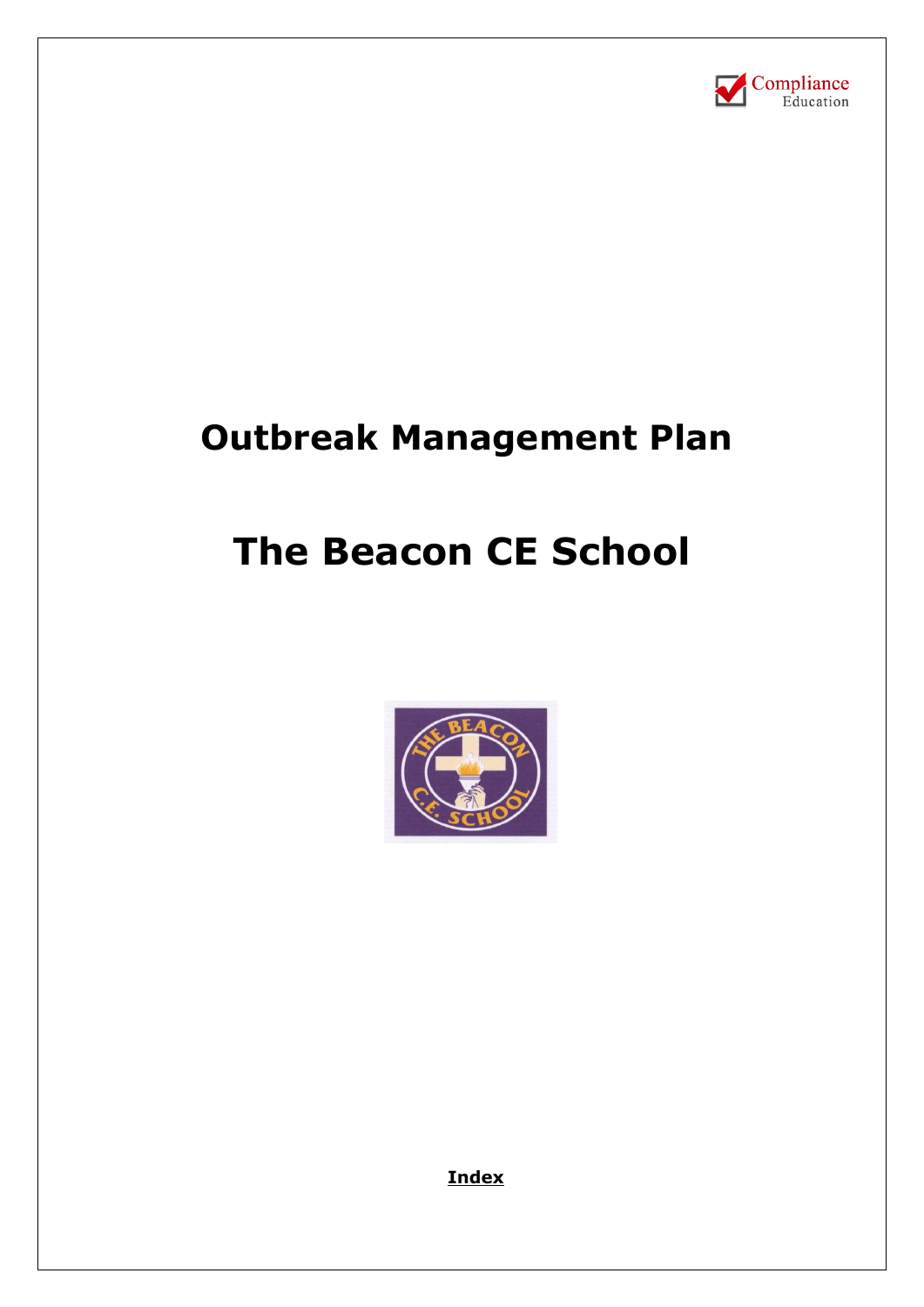# Outbreak Management Plan

# The Beacon CE School

**Index**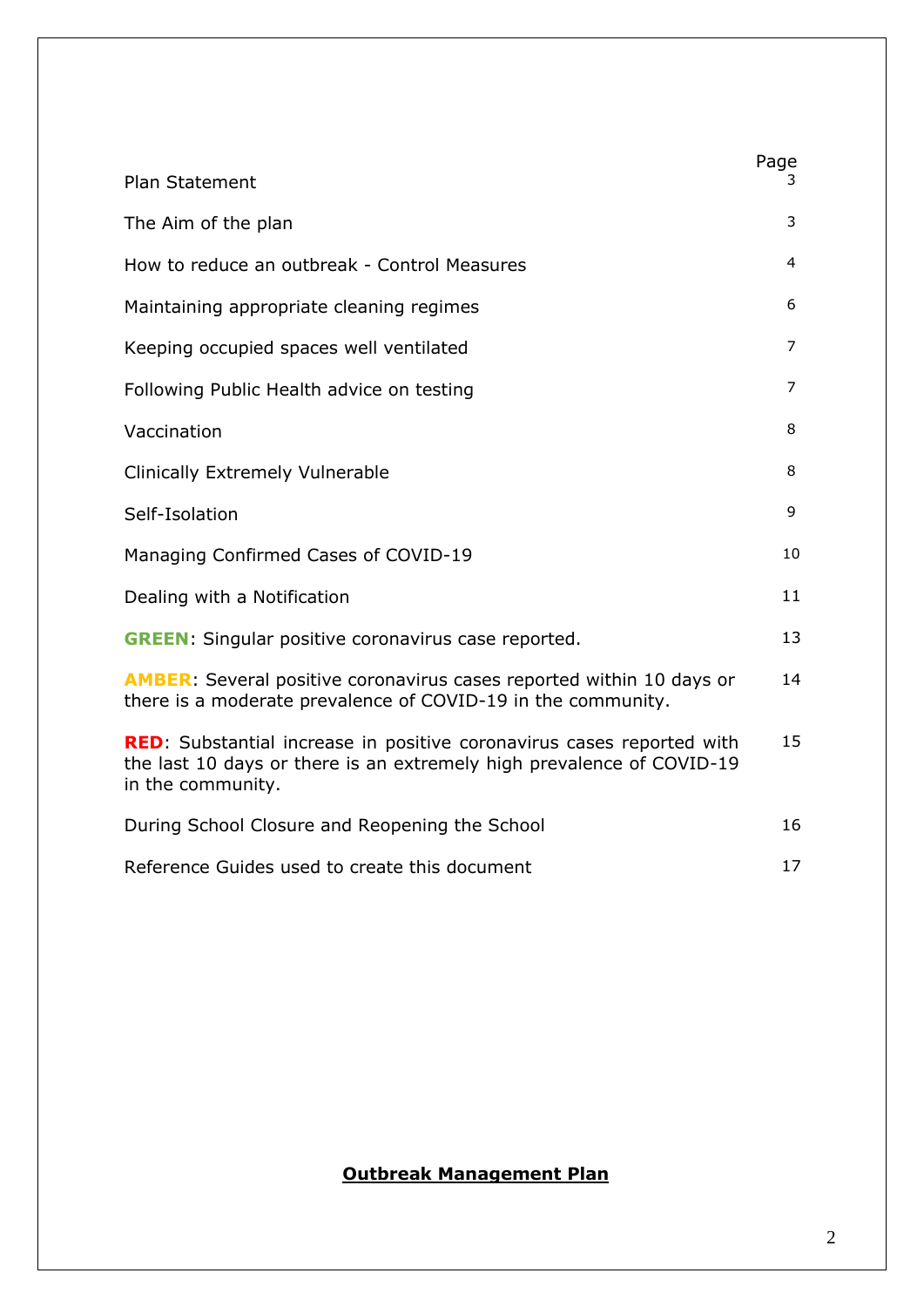| | Page |
|---|---|
| Plan Statement | 3 |
| The Aim of the plan | 3 |
| How to reduce an outbreak - Control Measures | 4 |
| Maintaining appropriate cleaning regimes | 6 |
| Keeping occupied spaces well ventilated | 7 |
| Following Public Health advice on testing | 7 |
| Vaccination | 8 |
| Clinically Extremely Vulnerable | 8 |
| Self-Isolation | 9 |
| Managing Confirmed Cases of COVID-19 | 10 |
| Dealing with a Notification | 11 |
| **GREEN**: Singular positive coronavirus case reported. | 13 |
| **AMBER**: Several positive coronavirus cases reported within 10 days or there is a moderate prevalence of COVID-19 in the community. | 14 |
| **RED**: Substantial increase in positive coronavirus cases reported with the last 10 days or there is an extremely high prevalence of COVID-19 in the community. | 15 |
| During School Closure and Reopening the School | 16 |
| Reference Guides used to create this document | 17 |

**Outbreak Management Plan**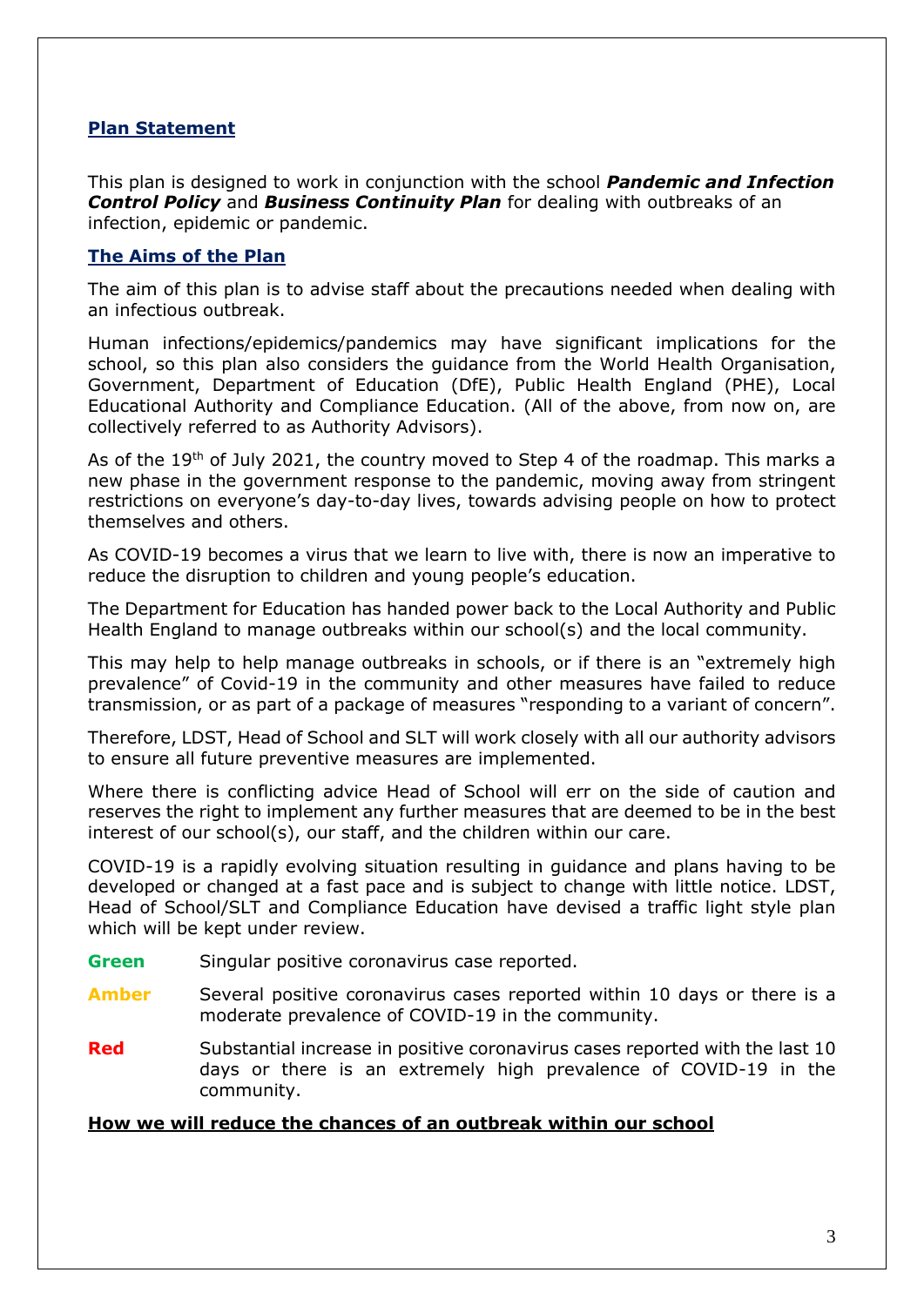## Plan Statement

This plan is designed to work in conjunction with the school ***Pandemic and Infection Control Policy*** and ***Business Continuity Plan*** for dealing with outbreaks of an infection, epidemic or pandemic.

## The Aims of the Plan

The aim of this plan is to advise staff about the precautions needed when dealing with an infectious outbreak.

Human infections/epidemics/pandemics may have significant implications for the school, so this plan also considers the guidance from the World Health Organisation, Government, Department of Education (DfE), Public Health England (PHE), Local Educational Authority and Compliance Education. (All of the above, from now on, are collectively referred to as Authority Advisors).

As of the 19th of July 2021, the country moved to Step 4 of the roadmap. This marks a new phase in the government response to the pandemic, moving away from stringent restrictions on everyone's day-to-day lives, towards advising people on how to protect themselves and others.

As COVID-19 becomes a virus that we learn to live with, there is now an imperative to reduce the disruption to children and young people's education.

The Department for Education has handed power back to the Local Authority and Public Health England to manage outbreaks within our school(s) and the local community.

This may help to help manage outbreaks in schools, or if there is an "extremely high prevalence" of Covid-19 in the community and other measures have failed to reduce transmission, or as part of a package of measures "responding to a variant of concern".

Therefore, LDST, Head of School and SLT will work closely with all our authority advisors to ensure all future preventive measures are implemented.

Where there is conflicting advice Head of School will err on the side of caution and reserves the right to implement any further measures that are deemed to be in the best interest of our school(s), our staff, and the children within our care.

COVID-19 is a rapidly evolving situation resulting in guidance and plans having to be developed or changed at a fast pace and is subject to change with little notice. LDST, Head of School/SLT and Compliance Education have devised a traffic light style plan which will be kept under review.

**Green** Singular positive coronavirus case reported.

**Amber** Several positive coronavirus cases reported within 10 days or there is a moderate prevalence of COVID-19 in the community.

**Red** Substantial increase in positive coronavirus cases reported with the last 10 days or there is an extremely high prevalence of COVID-19 in the community.

## How we will reduce the chances of an outbreak within our school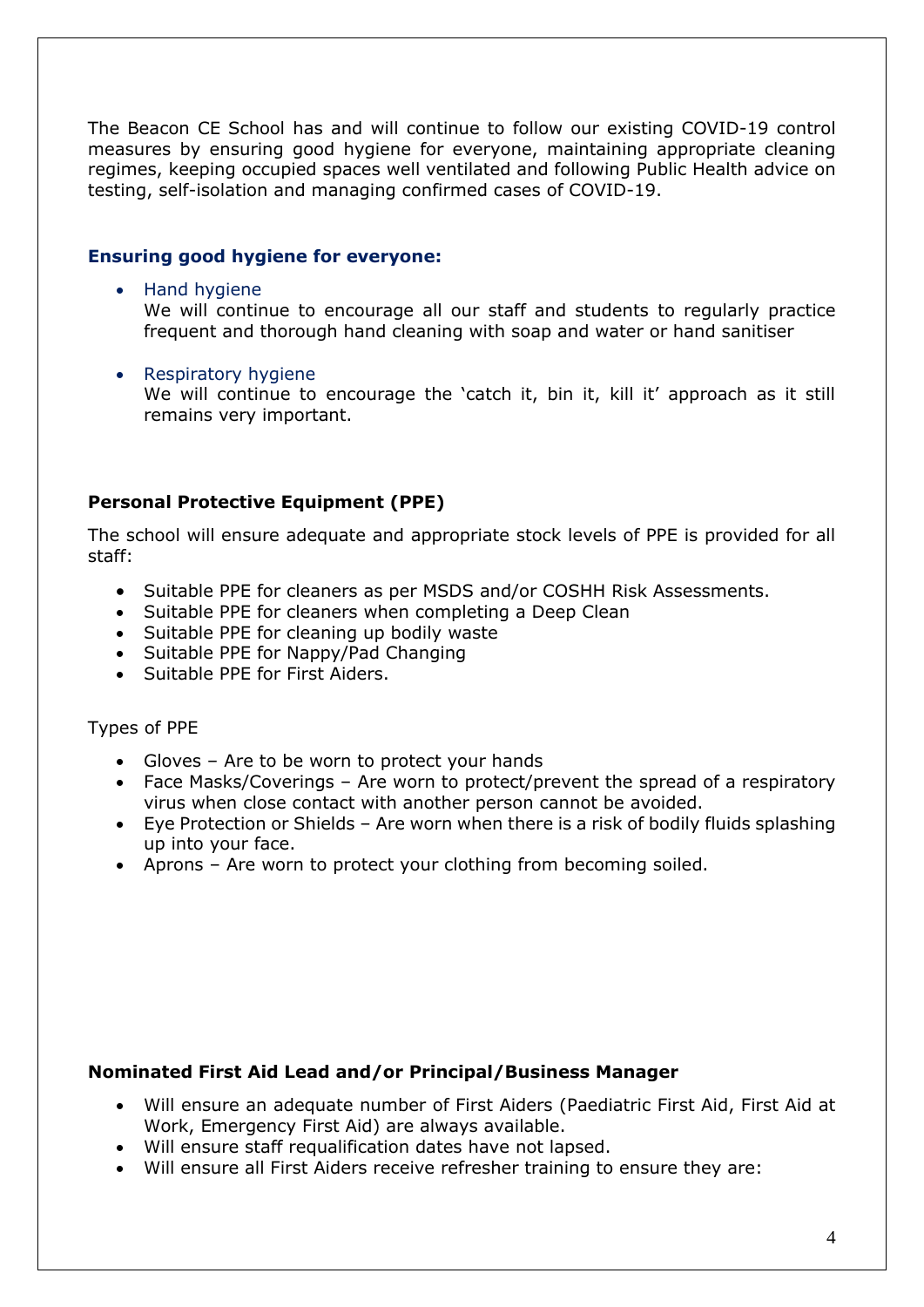The Beacon CE School has and will continue to follow our existing COVID-19 control measures by ensuring good hygiene for everyone, maintaining appropriate cleaning regimes, keeping occupied spaces well ventilated and following Public Health advice on testing, self-isolation and managing confirmed cases of COVID-19.

### Ensuring good hygiene for everyone:

- Hand hygiene
  We will continue to encourage all our staff and students to regularly practice frequent and thorough hand cleaning with soap and water or hand sanitiser

- Respiratory hygiene
  We will continue to encourage the 'catch it, bin it, kill it' approach as it still remains very important.

### Personal Protective Equipment (PPE)

The school will ensure adequate and appropriate stock levels of PPE is provided for all staff:

- Suitable PPE for cleaners as per MSDS and/or COSHH Risk Assessments.
- Suitable PPE for cleaners when completing a Deep Clean
- Suitable PPE for cleaning up bodily waste
- Suitable PPE for Nappy/Pad Changing
- Suitable PPE for First Aiders.

Types of PPE

- Gloves – Are to be worn to protect your hands
- Face Masks/Coverings – Are worn to protect/prevent the spread of a respiratory virus when close contact with another person cannot be avoided.
- Eye Protection or Shields – Are worn when there is a risk of bodily fluids splashing up into your face.
- Aprons – Are worn to protect your clothing from becoming soiled.

### Nominated First Aid Lead and/or Principal/Business Manager

- Will ensure an adequate number of First Aiders (Paediatric First Aid, First Aid at Work, Emergency First Aid) are always available.
- Will ensure staff requalification dates have not lapsed.
- Will ensure all First Aiders receive refresher training to ensure they are: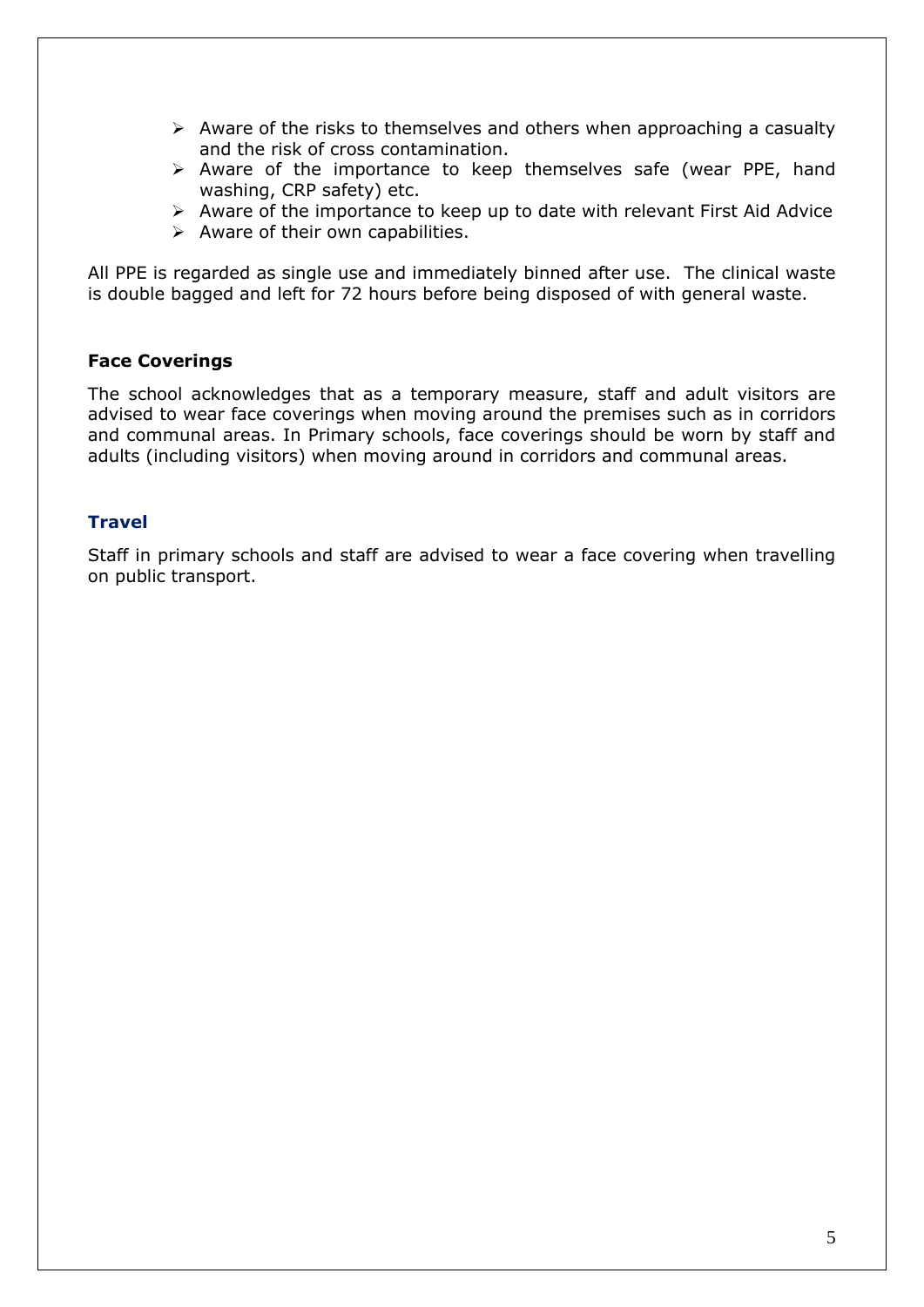- Aware of the risks to themselves and others when approaching a casualty and the risk of cross contamination.
- Aware of the importance to keep themselves safe (wear PPE, hand washing, CRP safety) etc.
- Aware of the importance to keep up to date with relevant First Aid Advice
- Aware of their own capabilities.

All PPE is regarded as single use and immediately binned after use. The clinical waste is double bagged and left for 72 hours before being disposed of with general waste.

**Face Coverings**

The school acknowledges that as a temporary measure, staff and adult visitors are advised to wear face coverings when moving around the premises such as in corridors and communal areas. In Primary schools, face coverings should be worn by staff and adults (including visitors) when moving around in corridors and communal areas.

**Travel**

Staff in primary schools and staff are advised to wear a face covering when travelling on public transport.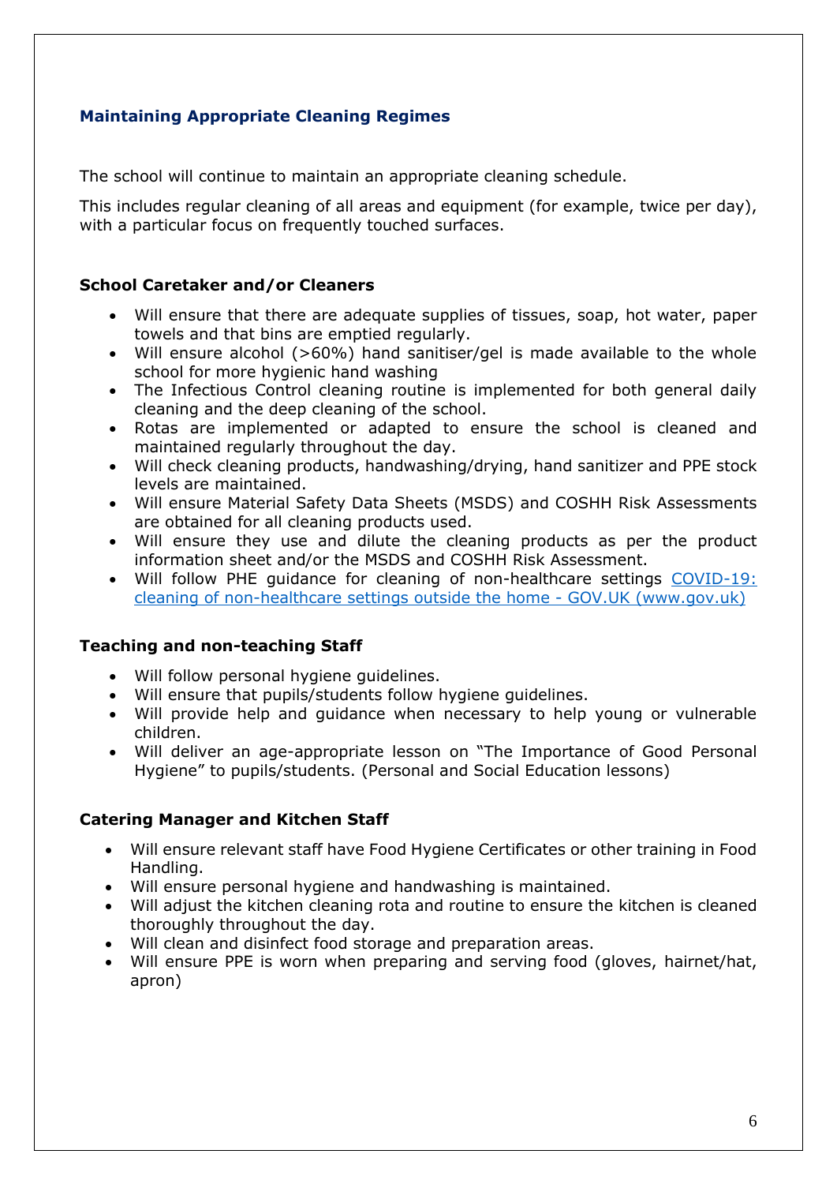## Maintaining Appropriate Cleaning Regimes

The school will continue to maintain an appropriate cleaning schedule.

This includes regular cleaning of all areas and equipment (for example, twice per day), with a particular focus on frequently touched surfaces.

### School Caretaker and/or Cleaners

- Will ensure that there are adequate supplies of tissues, soap, hot water, paper towels and that bins are emptied regularly.
- Will ensure alcohol (>60%) hand sanitiser/gel is made available to the whole school for more hygienic hand washing
- The Infectious Control cleaning routine is implemented for both general daily cleaning and the deep cleaning of the school.
- Rotas are implemented or adapted to ensure the school is cleaned and maintained regularly throughout the day.
- Will check cleaning products, handwashing/drying, hand sanitizer and PPE stock levels are maintained.
- Will ensure Material Safety Data Sheets (MSDS) and COSHH Risk Assessments are obtained for all cleaning products used.
- Will ensure they use and dilute the cleaning products as per the product information sheet and/or the MSDS and COSHH Risk Assessment.
- Will follow PHE guidance for cleaning of non-healthcare settings [COVID-19: cleaning of non-healthcare settings outside the home - GOV.UK (www.gov.uk)](www.gov.uk)

### Teaching and non-teaching Staff

- Will follow personal hygiene guidelines.
- Will ensure that pupils/students follow hygiene guidelines.
- Will provide help and guidance when necessary to help young or vulnerable children.
- Will deliver an age-appropriate lesson on "The Importance of Good Personal Hygiene" to pupils/students. (Personal and Social Education lessons)

### Catering Manager and Kitchen Staff

- Will ensure relevant staff have Food Hygiene Certificates or other training in Food Handling.
- Will ensure personal hygiene and handwashing is maintained.
- Will adjust the kitchen cleaning rota and routine to ensure the kitchen is cleaned thoroughly throughout the day.
- Will clean and disinfect food storage and preparation areas.
- Will ensure PPE is worn when preparing and serving food (gloves, hairnet/hat, apron)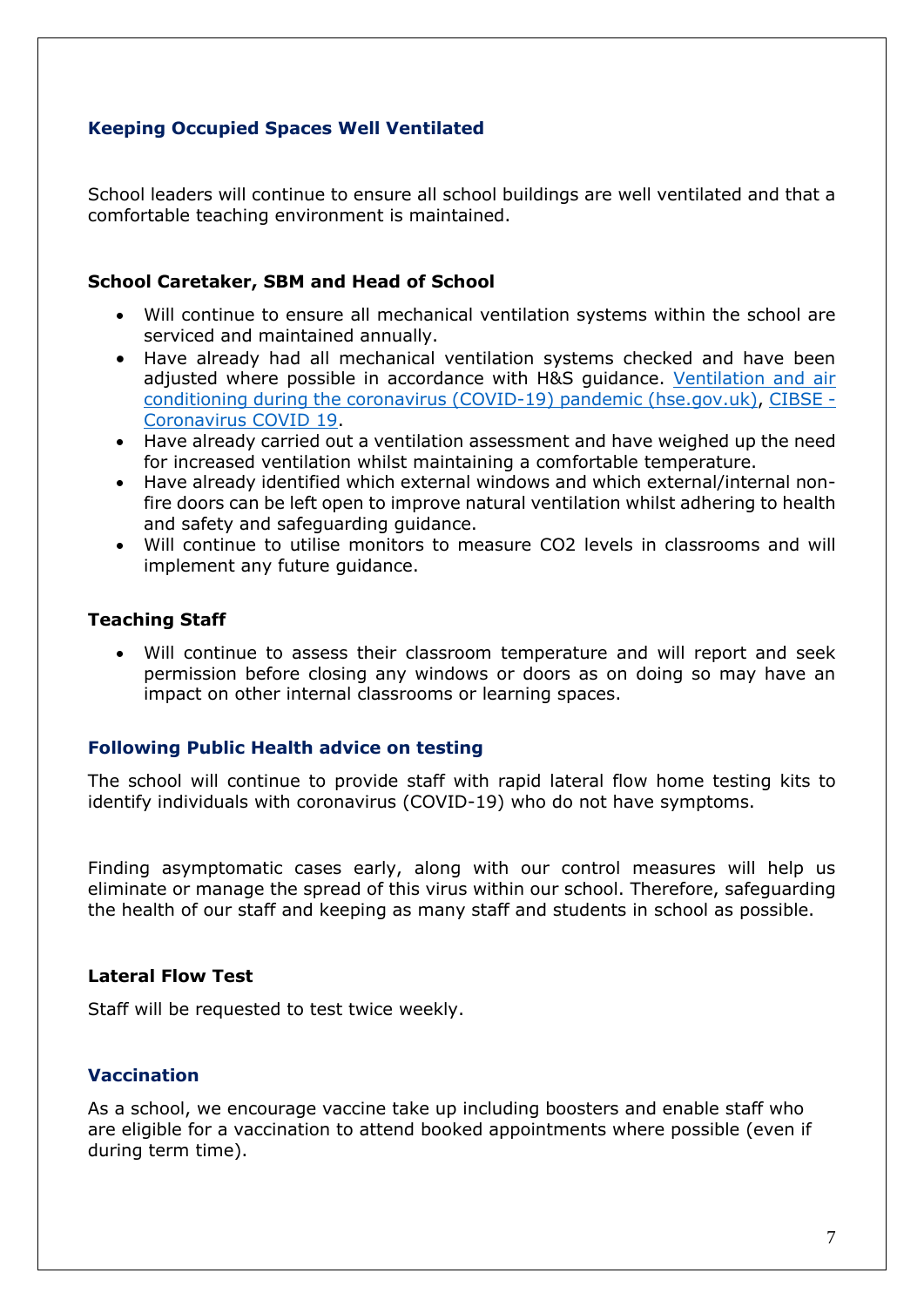## Keeping Occupied Spaces Well Ventilated

School leaders will continue to ensure all school buildings are well ventilated and that a comfortable teaching environment is maintained.

### School Caretaker, SBM and Head of School

- Will continue to ensure all mechanical ventilation systems within the school are serviced and maintained annually.
- Have already had all mechanical ventilation systems checked and have been adjusted where possible in accordance with H&S guidance. Ventilation and air conditioning during the coronavirus (COVID-19) pandemic (hse.gov.uk), CIBSE - Coronavirus COVID 19.
- Have already carried out a ventilation assessment and have weighed up the need for increased ventilation whilst maintaining a comfortable temperature.
- Have already identified which external windows and which external/internal non-fire doors can be left open to improve natural ventilation whilst adhering to health and safety and safeguarding guidance.
- Will continue to utilise monitors to measure $CO_2$ levels in classrooms and will implement any future guidance.

### Teaching Staff

- Will continue to assess their classroom temperature and will report and seek permission before closing any windows or doors as on doing so may have an impact on other internal classrooms or learning spaces.

## Following Public Health advice on testing

The school will continue to provide staff with rapid lateral flow home testing kits to identify individuals with coronavirus (COVID-19) who do not have symptoms.

Finding asymptomatic cases early, along with our control measures will help us eliminate or manage the spread of this virus within our school. Therefore, safeguarding the health of our staff and keeping as many staff and students in school as possible.

### Lateral Flow Test

Staff will be requested to test twice weekly.

## Vaccination

As a school, we encourage vaccine take up including boosters and enable staff who are eligible for a vaccination to attend booked appointments where possible (even if during term time).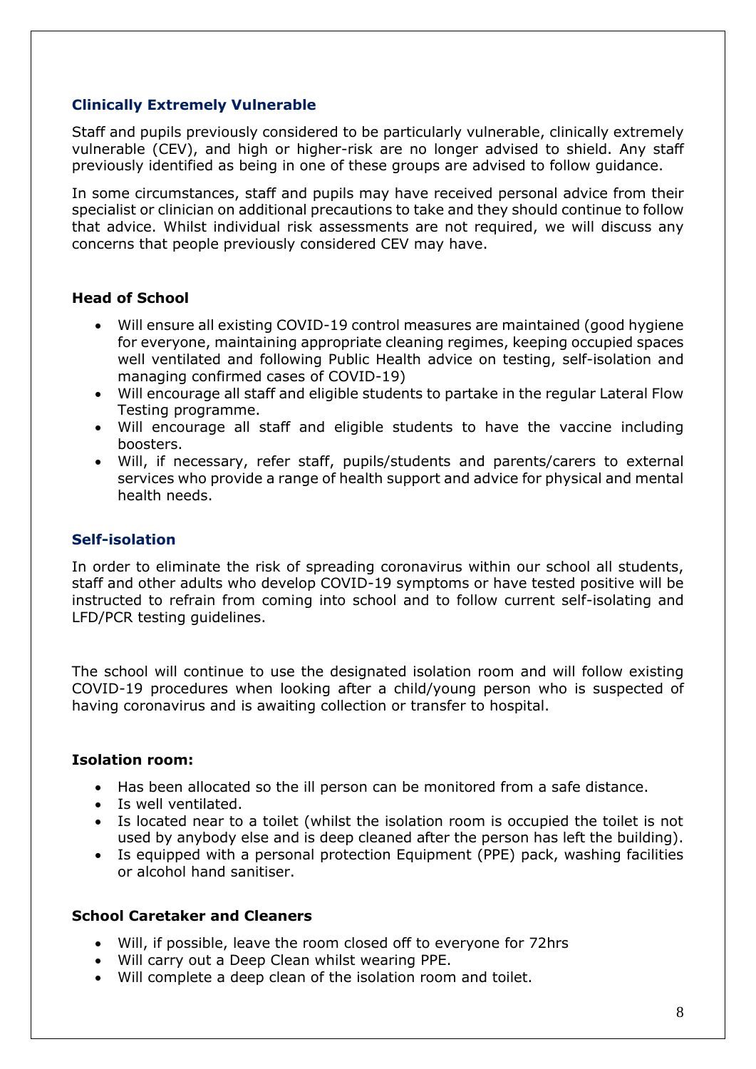### Clinically Extremely Vulnerable

Staff and pupils previously considered to be particularly vulnerable, clinically extremely vulnerable (CEV), and high or higher-risk are no longer advised to shield. Any staff previously identified as being in one of these groups are advised to follow guidance.

In some circumstances, staff and pupils may have received personal advice from their specialist or clinician on additional precautions to take and they should continue to follow that advice. Whilst individual risk assessments are not required, we will discuss any concerns that people previously considered CEV may have.

**Head of School**

- Will ensure all existing COVID-19 control measures are maintained (good hygiene for everyone, maintaining appropriate cleaning regimes, keeping occupied spaces well ventilated and following Public Health advice on testing, self-isolation and managing confirmed cases of COVID-19)
- Will encourage all staff and eligible students to partake in the regular Lateral Flow Testing programme.
- Will encourage all staff and eligible students to have the vaccine including boosters.
- Will, if necessary, refer staff, pupils/students and parents/carers to external services who provide a range of health support and advice for physical and mental health needs.

### Self-isolation

In order to eliminate the risk of spreading coronavirus within our school all students, staff and other adults who develop COVID-19 symptoms or have tested positive will be instructed to refrain from coming into school and to follow current self-isolating and LFD/PCR testing guidelines.

The school will continue to use the designated isolation room and will follow existing COVID-19 procedures when looking after a child/young person who is suspected of having coronavirus and is awaiting collection or transfer to hospital.

**Isolation room:**

- Has been allocated so the ill person can be monitored from a safe distance.
- Is well ventilated.
- Is located near to a toilet (whilst the isolation room is occupied the toilet is not used by anybody else and is deep cleaned after the person has left the building).
- Is equipped with a personal protection Equipment (PPE) pack, washing facilities or alcohol hand sanitiser.

**School Caretaker and Cleaners**

- Will, if possible, leave the room closed off to everyone for 72hrs
- Will carry out a Deep Clean whilst wearing PPE.
- Will complete a deep clean of the isolation room and toilet.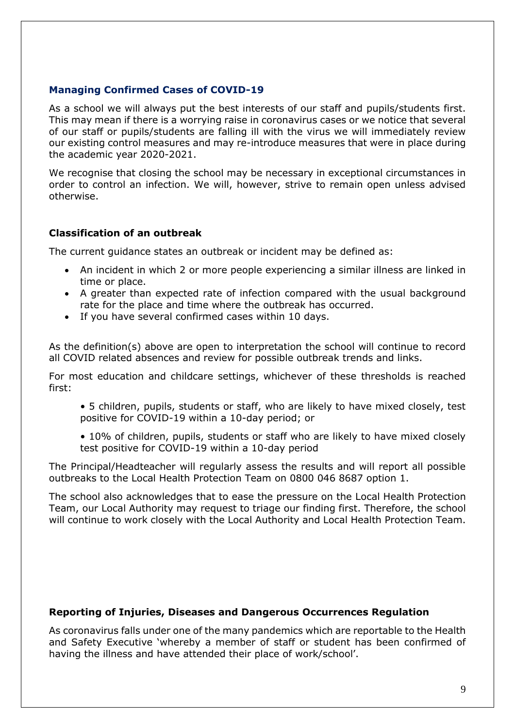## Managing Confirmed Cases of COVID-19

As a school we will always put the best interests of our staff and pupils/students first. This may mean if there is a worrying raise in coronavirus cases or we notice that several of our staff or pupils/students are falling ill with the virus we will immediately review our existing control measures and may re-introduce measures that were in place during the academic year 2020-2021.

We recognise that closing the school may be necessary in exceptional circumstances in order to control an infection. We will, however, strive to remain open unless advised otherwise.

### Classification of an outbreak

The current guidance states an outbreak or incident may be defined as:

- An incident in which 2 or more people experiencing a similar illness are linked in time or place.
- A greater than expected rate of infection compared with the usual background rate for the place and time where the outbreak has occurred.
- If you have several confirmed cases within 10 days.

As the definition(s) above are open to interpretation the school will continue to record all COVID related absences and review for possible outbreak trends and links.

For most education and childcare settings, whichever of these thresholds is reached first:

- 5 children, pupils, students or staff, who are likely to have mixed closely, test positive for COVID-19 within a 10-day period; or
- 10% of children, pupils, students or staff who are likely to have mixed closely test positive for COVID-19 within a 10-day period

The Principal/Headteacher will regularly assess the results and will report all possible outbreaks to the Local Health Protection Team on 0800 046 8687 option 1.

The school also acknowledges that to ease the pressure on the Local Health Protection Team, our Local Authority may request to triage our finding first. Therefore, the school will continue to work closely with the Local Authority and Local Health Protection Team.

### Reporting of Injuries, Diseases and Dangerous Occurrences Regulation

As coronavirus falls under one of the many pandemics which are reportable to the Health and Safety Executive 'whereby a member of staff or student has been confirmed of having the illness and have attended their place of work/school'.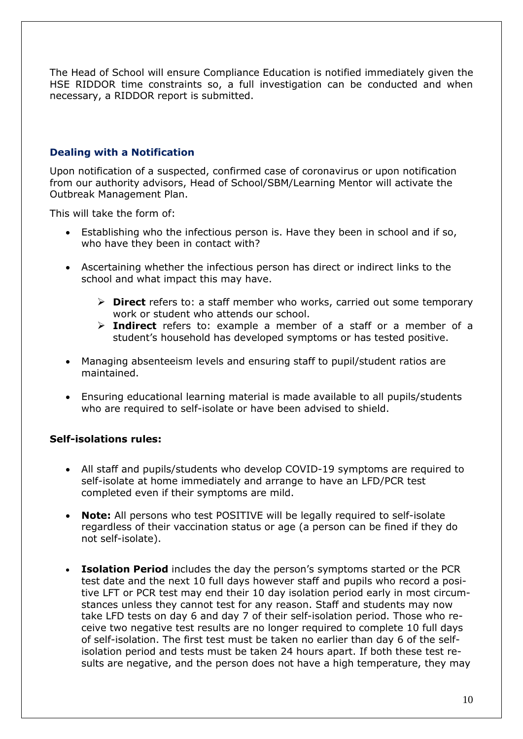The Head of School will ensure Compliance Education is notified immediately given the HSE RIDDOR time constraints so, a full investigation can be conducted and when necessary, a RIDDOR report is submitted.

### Dealing with a Notification

Upon notification of a suspected, confirmed case of coronavirus or upon notification from our authority advisors, Head of School/SBM/Learning Mentor will activate the Outbreak Management Plan.

This will take the form of:

- Establishing who the infectious person is. Have they been in school and if so, who have they been in contact with?
- Ascertaining whether the infectious person has direct or indirect links to the school and what impact this may have.
  - **Direct** refers to: a staff member who works, carried out some temporary work or student who attends our school.
  - **Indirect** refers to: example a member of a staff or a member of a student's household has developed symptoms or has tested positive.
- Managing absenteeism levels and ensuring staff to pupil/student ratios are maintained.
- Ensuring educational learning material is made available to all pupils/students who are required to self-isolate or have been advised to shield.

**Self-isolations rules:**

- All staff and pupils/students who develop COVID-19 symptoms are required to self-isolate at home immediately and arrange to have an LFD/PCR test completed even if their symptoms are mild.
- **Note:** All persons who test POSITIVE will be legally required to self-isolate regardless of their vaccination status or age (a person can be fined if they do not self-isolate).
- **Isolation Period** includes the day the person's symptoms started or the PCR test date and the next 10 full days however staff and pupils who record a positive LFT or PCR test may end their 10 day isolation period early in most circumstances unless they cannot test for any reason. Staff and students may now take LFD tests on day 6 and day 7 of their self-isolation period. Those who receive two negative test results are no longer required to complete 10 full days of self-isolation. The first test must be taken no earlier than day 6 of the self-isolation period and tests must be taken 24 hours apart. If both these test results are negative, and the person does not have a high temperature, they may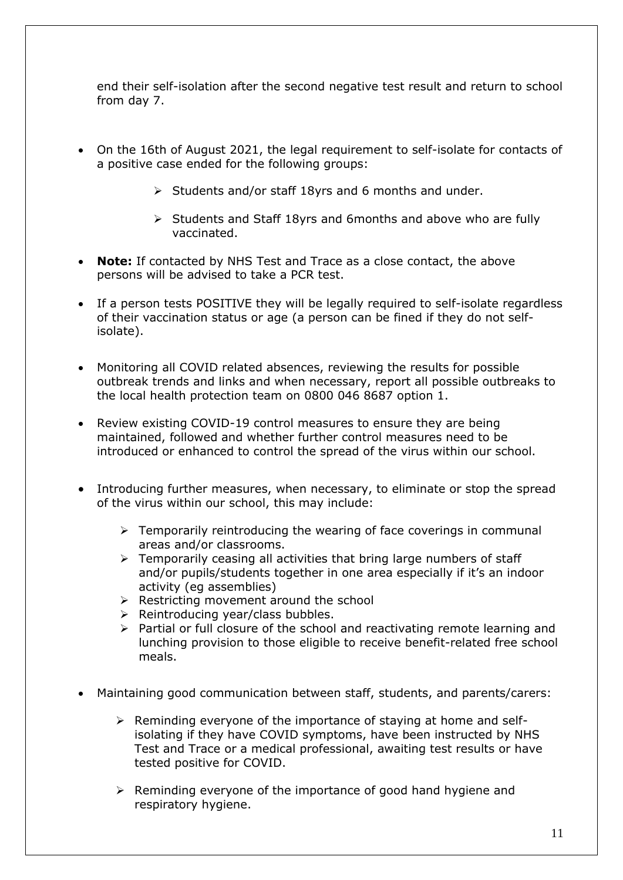end their self-isolation after the second negative test result and return to school from day 7.

- On the 16th of August 2021, the legal requirement to self-isolate for contacts of a positive case ended for the following groups:
  - Students and/or staff 18yrs and 6 months and under.
  - Students and Staff 18yrs and 6months and above who are fully vaccinated.
- **Note:** If contacted by NHS Test and Trace as a close contact, the above persons will be advised to take a PCR test.
- If a person tests POSITIVE they will be legally required to self-isolate regardless of their vaccination status or age (a person can be fined if they do not self-isolate).
- Monitoring all COVID related absences, reviewing the results for possible outbreak trends and links and when necessary, report all possible outbreaks to the local health protection team on 0800 046 8687 option 1.
- Review existing COVID-19 control measures to ensure they are being maintained, followed and whether further control measures need to be introduced or enhanced to control the spread of the virus within our school.
- Introducing further measures, when necessary, to eliminate or stop the spread of the virus within our school, this may include:
  - Temporarily reintroducing the wearing of face coverings in communal areas and/or classrooms.
  - Temporarily ceasing all activities that bring large numbers of staff and/or pupils/students together in one area especially if it's an indoor activity (eg assemblies)
  - Restricting movement around the school
  - Reintroducing year/class bubbles.
  - Partial or full closure of the school and reactivating remote learning and lunching provision to those eligible to receive benefit-related free school meals.
- Maintaining good communication between staff, students, and parents/carers:
  - Reminding everyone of the importance of staying at home and self-isolating if they have COVID symptoms, have been instructed by NHS Test and Trace or a medical professional, awaiting test results or have tested positive for COVID.
  - Reminding everyone of the importance of good hand hygiene and respiratory hygiene.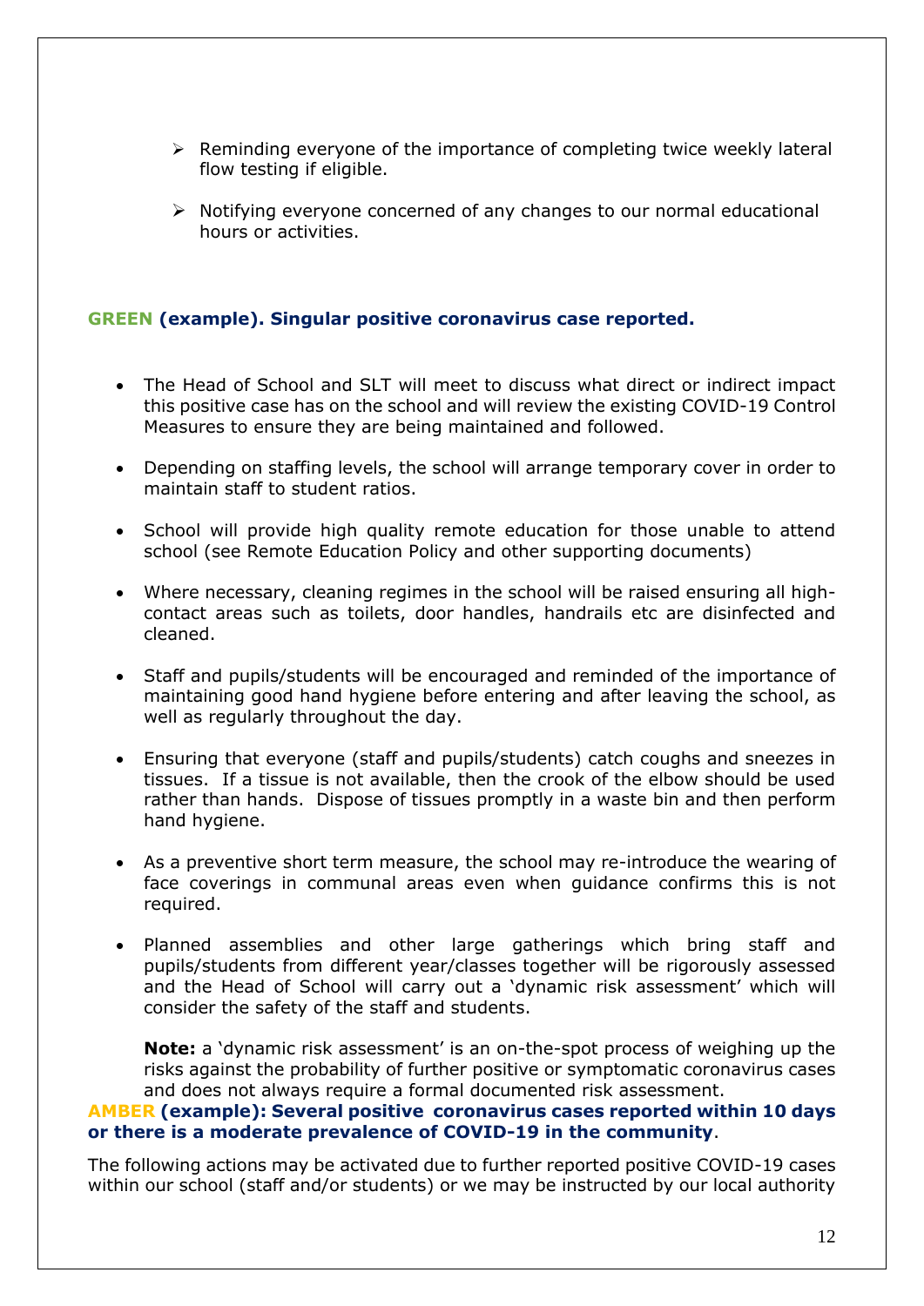- Reminding everyone of the importance of completing twice weekly lateral flow testing if eligible.

- Notifying everyone concerned of any changes to our normal educational hours or activities.

**GREEN (example). Singular positive coronavirus case reported.**

- The Head of School and SLT will meet to discuss what direct or indirect impact this positive case has on the school and will review the existing COVID-19 Control Measures to ensure they are being maintained and followed.

- Depending on staffing levels, the school will arrange temporary cover in order to maintain staff to student ratios.

- School will provide high quality remote education for those unable to attend school (see Remote Education Policy and other supporting documents)

- Where necessary, cleaning regimes in the school will be raised ensuring all high-contact areas such as toilets, door handles, handrails etc are disinfected and cleaned.

- Staff and pupils/students will be encouraged and reminded of the importance of maintaining good hand hygiene before entering and after leaving the school, as well as regularly throughout the day.

- Ensuring that everyone (staff and pupils/students) catch coughs and sneezes in tissues. If a tissue is not available, then the crook of the elbow should be used rather than hands. Dispose of tissues promptly in a waste bin and then perform hand hygiene.

- As a preventive short term measure, the school may re-introduce the wearing of face coverings in communal areas even when guidance confirms this is not required.

- Planned assemblies and other large gatherings which bring staff and pupils/students from different year/classes together will be rigorously assessed and the Head of School will carry out a 'dynamic risk assessment' which will consider the safety of the staff and students.

  **Note:** a 'dynamic risk assessment' is an on-the-spot process of weighing up the risks against the probability of further positive or symptomatic coronavirus cases and does not always require a formal documented risk assessment.

**AMBER (example): Several positive coronavirus cases reported within 10 days or there is a moderate prevalence of COVID-19 in the community**.

The following actions may be activated due to further reported positive COVID-19 cases within our school (staff and/or students) or we may be instructed by our local authority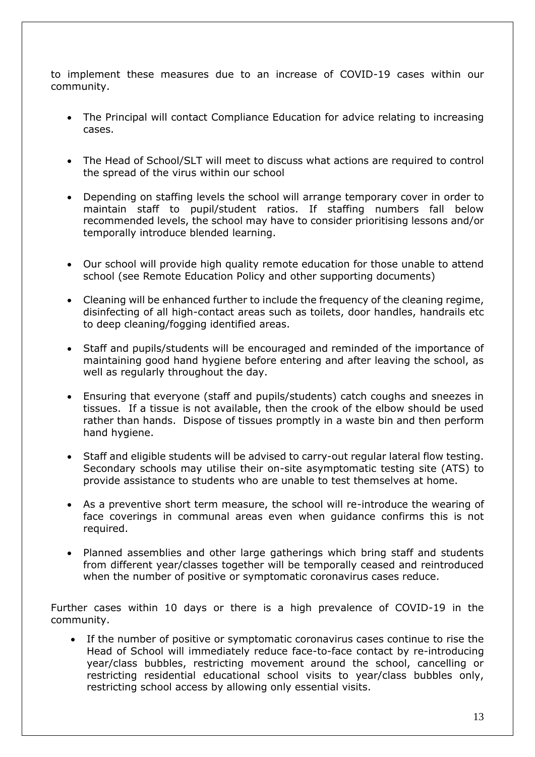to implement these measures due to an increase of COVID-19 cases within our community.

- The Principal will contact Compliance Education for advice relating to increasing cases.

- The Head of School/SLT will meet to discuss what actions are required to control the spread of the virus within our school

- Depending on staffing levels the school will arrange temporary cover in order to maintain staff to pupil/student ratios. If staffing numbers fall below recommended levels, the school may have to consider prioritising lessons and/or temporally introduce blended learning.

- Our school will provide high quality remote education for those unable to attend school (see Remote Education Policy and other supporting documents)

- Cleaning will be enhanced further to include the frequency of the cleaning regime, disinfecting of all high-contact areas such as toilets, door handles, handrails etc to deep cleaning/fogging identified areas.

- Staff and pupils/students will be encouraged and reminded of the importance of maintaining good hand hygiene before entering and after leaving the school, as well as regularly throughout the day.

- Ensuring that everyone (staff and pupils/students) catch coughs and sneezes in tissues. If a tissue is not available, then the crook of the elbow should be used rather than hands. Dispose of tissues promptly in a waste bin and then perform hand hygiene.

- Staff and eligible students will be advised to carry-out regular lateral flow testing. Secondary schools may utilise their on-site asymptomatic testing site (ATS) to provide assistance to students who are unable to test themselves at home.

- As a preventive short term measure, the school will re-introduce the wearing of face coverings in communal areas even when guidance confirms this is not required.

- Planned assemblies and other large gatherings which bring staff and students from different year/classes together will be temporally ceased and reintroduced when the number of positive or symptomatic coronavirus cases reduce.

Further cases within 10 days or there is a high prevalence of COVID-19 in the community.

- If the number of positive or symptomatic coronavirus cases continue to rise the Head of School will immediately reduce face-to-face contact by re-introducing year/class bubbles, restricting movement around the school, cancelling or restricting residential educational school visits to year/class bubbles only, restricting school access by allowing only essential visits.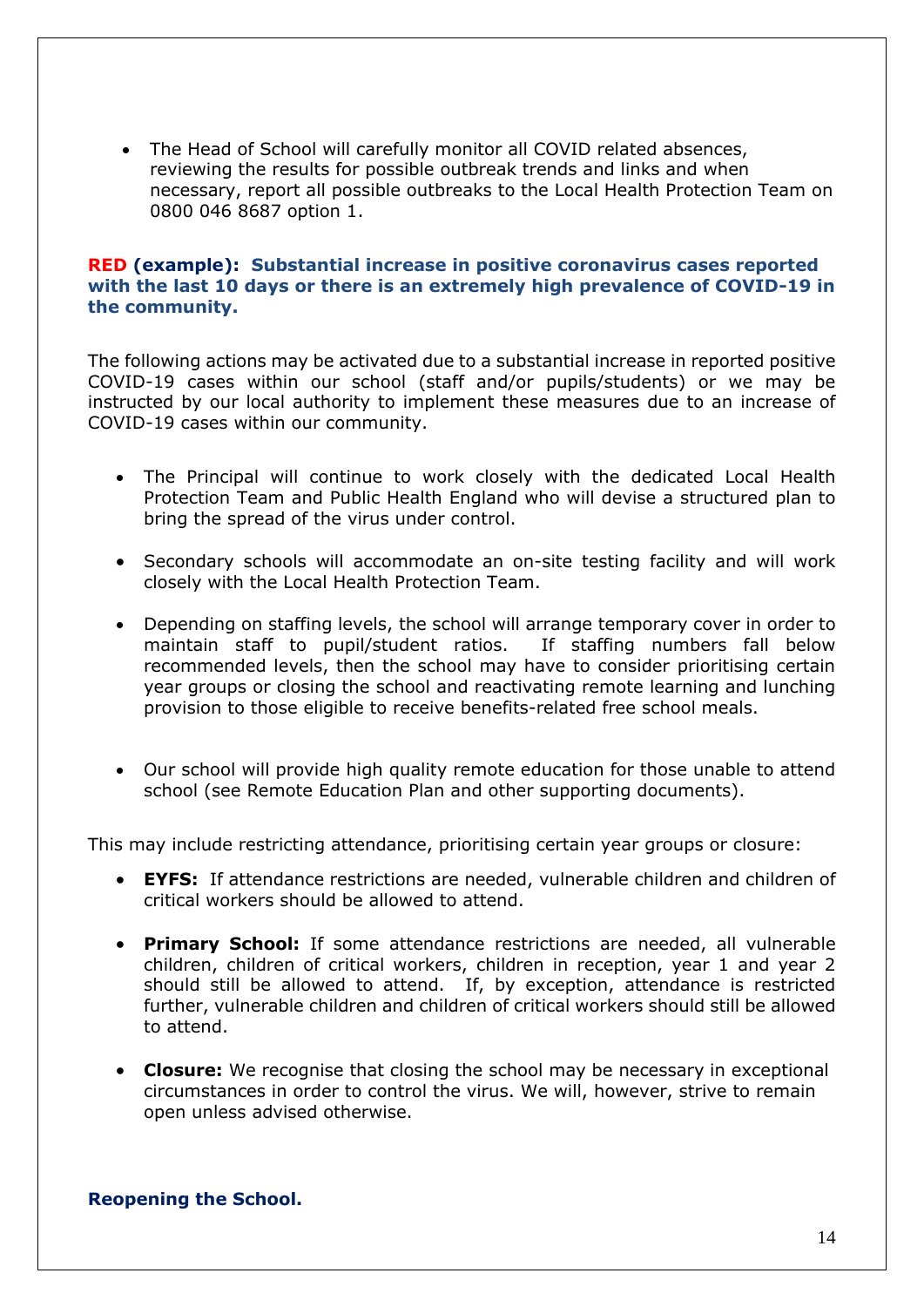- The Head of School will carefully monitor all COVID related absences, reviewing the results for possible outbreak trends and links and when necessary, report all possible outbreaks to the Local Health Protection Team on 0800 046 8687 option 1.

**RED (example): Substantial increase in positive coronavirus cases reported with the last 10 days or there is an extremely high prevalence of COVID-19 in the community.**

The following actions may be activated due to a substantial increase in reported positive COVID-19 cases within our school (staff and/or pupils/students) or we may be instructed by our local authority to implement these measures due to an increase of COVID-19 cases within our community.

- The Principal will continue to work closely with the dedicated Local Health Protection Team and Public Health England who will devise a structured plan to bring the spread of the virus under control.

- Secondary schools will accommodate an on-site testing facility and will work closely with the Local Health Protection Team.

- Depending on staffing levels, the school will arrange temporary cover in order to maintain staff to pupil/student ratios. If staffing numbers fall below recommended levels, then the school may have to consider prioritising certain year groups or closing the school and reactivating remote learning and lunching provision to those eligible to receive benefits-related free school meals.

- Our school will provide high quality remote education for those unable to attend school (see Remote Education Plan and other supporting documents).

This may include restricting attendance, prioritising certain year groups or closure:

- **EYFS:** If attendance restrictions are needed, vulnerable children and children of critical workers should be allowed to attend.

- **Primary School:** If some attendance restrictions are needed, all vulnerable children, children of critical workers, children in reception, year 1 and year 2 should still be allowed to attend. If, by exception, attendance is restricted further, vulnerable children and children of critical workers should still be allowed to attend.

- **Closure:** We recognise that closing the school may be necessary in exceptional circumstances in order to control the virus. We will, however, strive to remain open unless advised otherwise.

**Reopening the School.**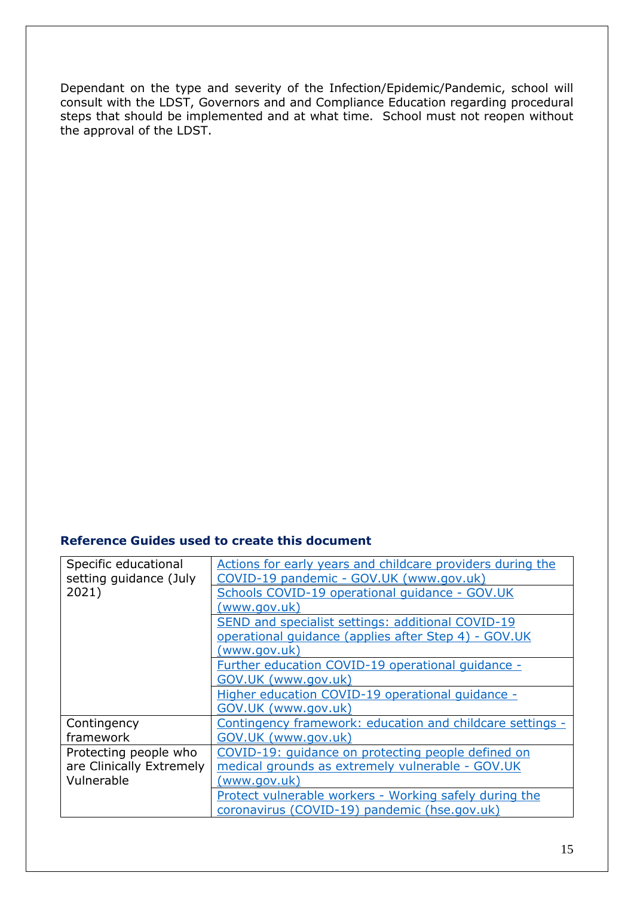Dependant on the type and severity of the Infection/Epidemic/Pandemic, school will consult with the LDST, Governors and and Compliance Education regarding procedural steps that should be implemented and at what time. School must not reopen without the approval of the LDST.

### Reference Guides used to create this document

| | |
|---|---|
| Specific educational setting guidance (July 2021) | Actions for early years and childcare providers during the COVID-19 pandemic - GOV.UK (www.gov.uk) |
| | Schools COVID-19 operational guidance - GOV.UK (www.gov.uk) |
| | SEND and specialist settings: additional COVID-19 operational guidance (applies after Step 4) - GOV.UK (www.gov.uk) |
| | Further education COVID-19 operational guidance - GOV.UK (www.gov.uk) |
| | Higher education COVID-19 operational guidance - GOV.UK (www.gov.uk) |
| Contingency framework | Contingency framework: education and childcare settings - GOV.UK (www.gov.uk) |
| Protecting people who are Clinically Extremely Vulnerable | COVID-19: guidance on protecting people defined on medical grounds as extremely vulnerable - GOV.UK (www.gov.uk) |
| | Protect vulnerable workers - Working safely during the coronavirus (COVID-19) pandemic (hse.gov.uk) |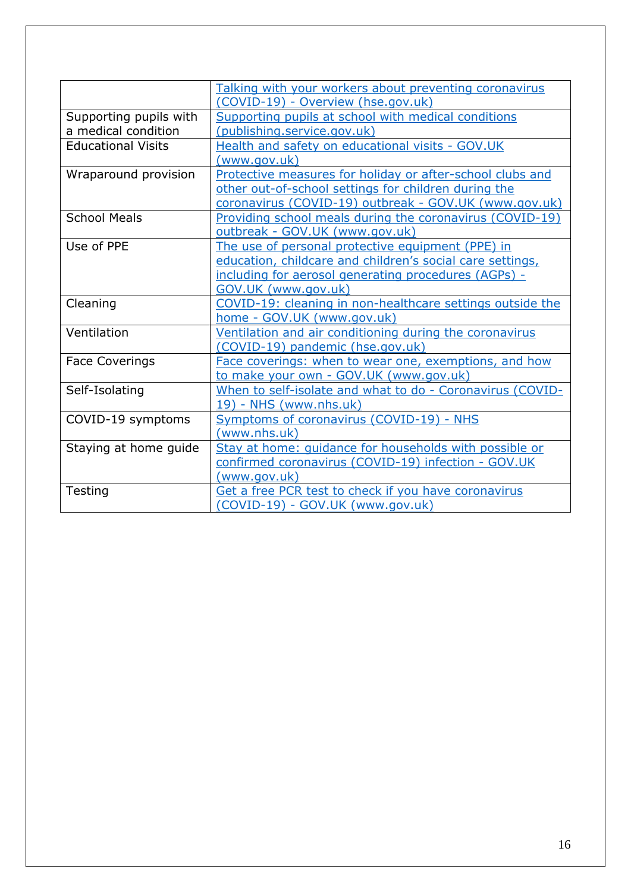| | |
|---|---|
| | Talking with your workers about preventing coronavirus (COVID-19) - Overview (hse.gov.uk) |
| Supporting pupils with a medical condition | Supporting pupils at school with medical conditions (publishing.service.gov.uk) |
| Educational Visits | Health and safety on educational visits - GOV.UK (www.gov.uk) |
| Wraparound provision | Protective measures for holiday or after-school clubs and other out-of-school settings for children during the coronavirus (COVID-19) outbreak - GOV.UK (www.gov.uk) |
| School Meals | Providing school meals during the coronavirus (COVID-19) outbreak - GOV.UK (www.gov.uk) |
| Use of PPE | The use of personal protective equipment (PPE) in education, childcare and children's social care settings, including for aerosol generating procedures (AGPs) - GOV.UK (www.gov.uk) |
| Cleaning | COVID-19: cleaning in non-healthcare settings outside the home - GOV.UK (www.gov.uk) |
| Ventilation | Ventilation and air conditioning during the coronavirus (COVID-19) pandemic (hse.gov.uk) |
| Face Coverings | Face coverings: when to wear one, exemptions, and how to make your own - GOV.UK (www.gov.uk) |
| Self-Isolating | When to self-isolate and what to do - Coronavirus (COVID-19) - NHS (www.nhs.uk) |
| COVID-19 symptoms | Symptoms of coronavirus (COVID-19) - NHS (www.nhs.uk) |
| Staying at home guide | Stay at home: guidance for households with possible or confirmed coronavirus (COVID-19) infection - GOV.UK (www.gov.uk) |
| Testing | Get a free PCR test to check if you have coronavirus (COVID-19) - GOV.UK (www.gov.uk) |